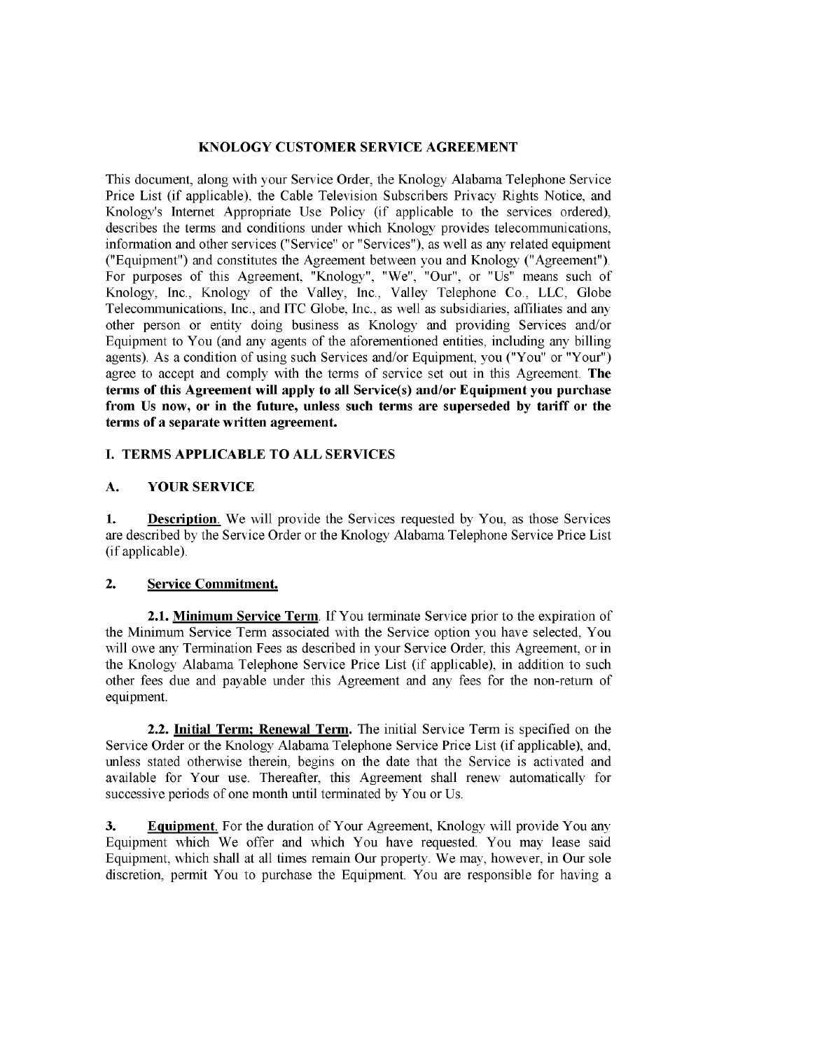# KNOLOGY CUSTOMER SERVICE AGREEMENT

This document, along with your Service Order, the Knology Alabama Telephone Service Price List (if applicable), the Cable Television Subscribers Privacy Rights Notice, and Knology's Internet Appropriate Use Policy (if applicable to the services ordered), describes the terms and conditions under which Knology provides telecommunications, information and other services ("Service" or "Services"), as well as any related equipment ("Equipment") and constitutes the Agreement between you and Knology ("Agreement"). For purposes of this Agreement, "Knology", "We", "Our", or "Us" means such of Knology, Inc., Knology of the Valley, Inc., Valley Telephone Co., LLC, Globe Telecommunications, Inc., and ITC Globe, Inc., as well as subsidiaries, affiliates and any other person or entity doing business as Knology and providing Services and/or Equipment to You (and any agents of the aforementioned entities, including any billing agents). As a condition of using such Services and/or Equipment, you ("You" or "Your") agree to accept and comply with the terms of service set out in this Agreement. **The terms of this Agreement will apply to all Service(s) and/or Equipment you purchase from Us now, or in the future, unless such terms are superseded by tariff or the terms of a separate written agreement.**

## I. TERMS APPLICABLE TO ALL SERVICES

### A. YOUR SERVICE

**1. Description.** We will provide the Services requested by You, as those Services are described by the Service Order or the Knology Alabama Telephone Service Price List (if applicable).

**2. Service Commitment.**

**2.1. Minimum Service Term**. If You terminate Service prior to the expiration of the Minimum Service Term associated with the Service option you have selected, You will owe any Termination Fees as described in your Service Order, this Agreement, or in the Knology Alabama Telephone Service Price List (if applicable), in addition to such other fees due and payable under this Agreement and any fees for the non-return of equipment.

**2.2. Initial Term; Renewal Term.** The initial Service Term is specified on the Service Order or the Knology Alabama Telephone Service Price List (if applicable), and, unless stated otherwise therein, begins on the date that the Service is activated and available for Your use. Thereafter, this Agreement shall renew automatically for successive periods of one month until terminated by You or Us.

**3. Equipment.** For the duration of Your Agreement, Knology will provide You any Equipment which We offer and which You have requested. You may lease said Equipment, which shall at all times remain Our property. We may, however, in Our sole discretion, permit You to purchase the Equipment. You are responsible for having a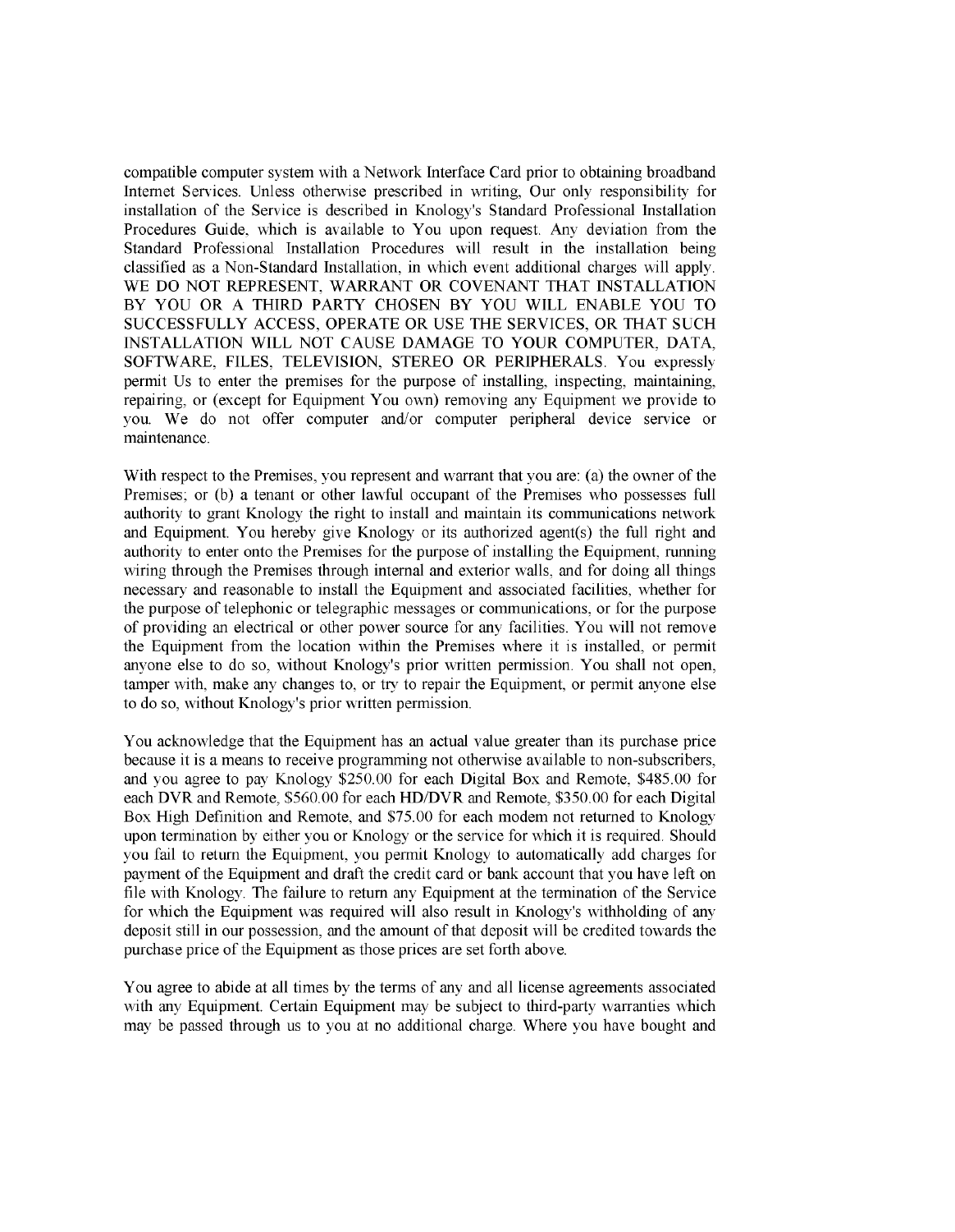compatible computer system with a Network Interface Card prior to obtaining broadband Internet Services. Unless otherwise prescribed in writing, Our only responsibility for installation of the Service is described in Knology's Standard Professional Installation Procedures Guide, which is available to You upon request. Any deviation from the Standard Professional Installation Procedures will result in the installation being classified as a Non-Standard Installation, in which event additional charges will apply. WE DO NOT REPRESENT, WARRANT OR COVENANT THAT INSTALLATION BY YOU OR A THIRD PARTY CHOSEN BY YOU WILL ENABLE YOU TO SUCCESSFULLY ACCESS, OPERATE OR USE THE SERVICES, OR THAT SUCH INSTALLATION WILL NOT CAUSE DAMAGE TO YOUR COMPUTER, DATA, SOFTWARE, FILES, TELEVISION, STEREO OR PERIPHERALS. You expressly permit Us to enter the premises for the purpose of installing, inspecting, maintaining, repairing, or (except for Equipment You own) removing any Equipment we provide to you. We do not offer computer and/or computer peripheral device service or maintenance.

With respect to the Premises, you represent and warrant that you are: (a) the owner of the Premises; or (b) a tenant or other lawful occupant of the Premises who possesses full authority to grant Knology the right to install and maintain its communications network and Equipment. You hereby give Knology or its authorized agent(s) the full right and authority to enter onto the Premises for the purpose of installing the Equipment, running wiring through the Premises through internal and exterior walls, and for doing all things necessary and reasonable to install the Equipment and associated facilities, whether for the purpose of telephonic or telegraphic messages or communications, or for the purpose of providing an electrical or other power source for any facilities. You will not remove the Equipment from the location within the Premises where it is installed, or permit anyone else to do so, without Knology's prior written permission. You shall not open, tamper with, make any changes to, or try to repair the Equipment, or permit anyone else to do so, without Knology's prior written permission.

You acknowledge that the Equipment has an actual value greater than its purchase price because it is a means to receive programming not otherwise available to non-subscribers, and you agree to pay Knology $250.00 for each Digital Box and Remote, $485.00 for each DVR and Remote, $560.00 for each HD/DVR and Remote, $350.00 for each Digital Box High Definition and Remote, and $75.00 for each modem not returned to Knology upon termination by either you or Knology or the service for which it is required. Should you fail to return the Equipment, you permit Knology to automatically add charges for payment of the Equipment and draft the credit card or bank account that you have left on file with Knology. The failure to return any Equipment at the termination of the Service for which the Equipment was required will also result in Knology's withholding of any deposit still in our possession, and the amount of that deposit will be credited towards the purchase price of the Equipment as those prices are set forth above.

You agree to abide at all times by the terms of any and all license agreements associated with any Equipment. Certain Equipment may be subject to third-party warranties which may be passed through us to you at no additional charge. Where you have bought and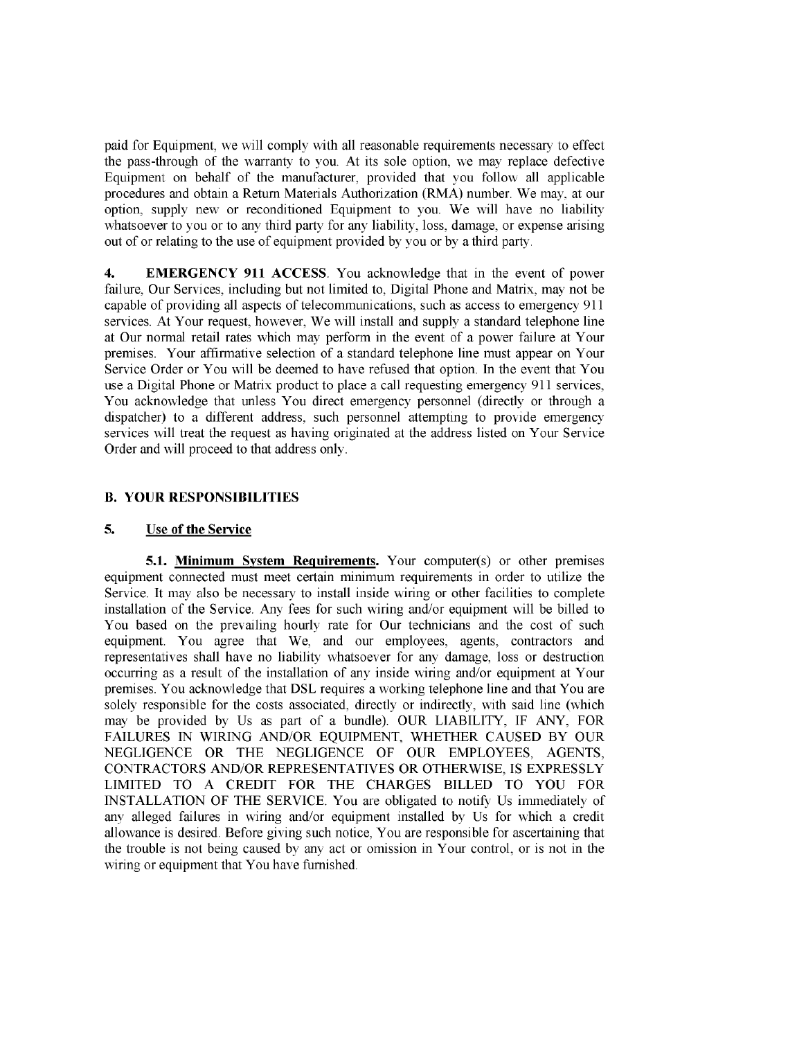paid for Equipment, we will comply with all reasonable requirements necessary to effect the pass-through of the warranty to you. At its sole option, we may replace defective Equipment on behalf of the manufacturer, provided that you follow all applicable procedures and obtain a Return Materials Authorization (RMA) number. We may, at our option, supply new or reconditioned Equipment to you. We will have no liability whatsoever to you or to any third party for any liability, loss, damage, or expense arising out of or relating to the use of equipment provided by you or by a third party.

**4. EMERGENCY 911 ACCESS**. You acknowledge that in the event of power failure, Our Services, including but not limited to, Digital Phone and Matrix, may not be capable of providing all aspects of telecommunications, such as access to emergency 911 services. At Your request, however, We will install and supply a standard telephone line at Our normal retail rates which may perform in the event of a power failure at Your premises. Your affirmative selection of a standard telephone line must appear on Your Service Order or You will be deemed to have refused that option. In the event that You use a Digital Phone or Matrix product to place a call requesting emergency 911 services, You acknowledge that unless You direct emergency personnel (directly or through a dispatcher) to a different address, such personnel attempting to provide emergency services will treat the request as having originated at the address listed on Your Service Order and will proceed to that address only.

## B. YOUR RESPONSIBILITIES

### 5. Use of the Service

**5.1. Minimum System Requirements.** Your computer(s) or other premises equipment connected must meet certain minimum requirements in order to utilize the Service. It may also be necessary to install inside wiring or other facilities to complete installation of the Service. Any fees for such wiring and/or equipment will be billed to You based on the prevailing hourly rate for Our technicians and the cost of such equipment. You agree that We, and our employees, agents, contractors and representatives shall have no liability whatsoever for any damage, loss or destruction occurring as a result of the installation of any inside wiring and/or equipment at Your premises. You acknowledge that DSL requires a working telephone line and that You are solely responsible for the costs associated, directly or indirectly, with said line (which may be provided by Us as part of a bundle). OUR LIABILITY, IF ANY, FOR FAILURES IN WIRING AND/OR EQUIPMENT, WHETHER CAUSED BY OUR NEGLIGENCE OR THE NEGLIGENCE OF OUR EMPLOYEES, AGENTS, CONTRACTORS AND/OR REPRESENTATIVES OR OTHERWISE, IS EXPRESSLY LIMITED TO A CREDIT FOR THE CHARGES BILLED TO YOU FOR INSTALLATION OF THE SERVICE. You are obligated to notify Us immediately of any alleged failures in wiring and/or equipment installed by Us for which a credit allowance is desired. Before giving such notice, You are responsible for ascertaining that the trouble is not being caused by any act or omission in Your control, or is not in the wiring or equipment that You have furnished.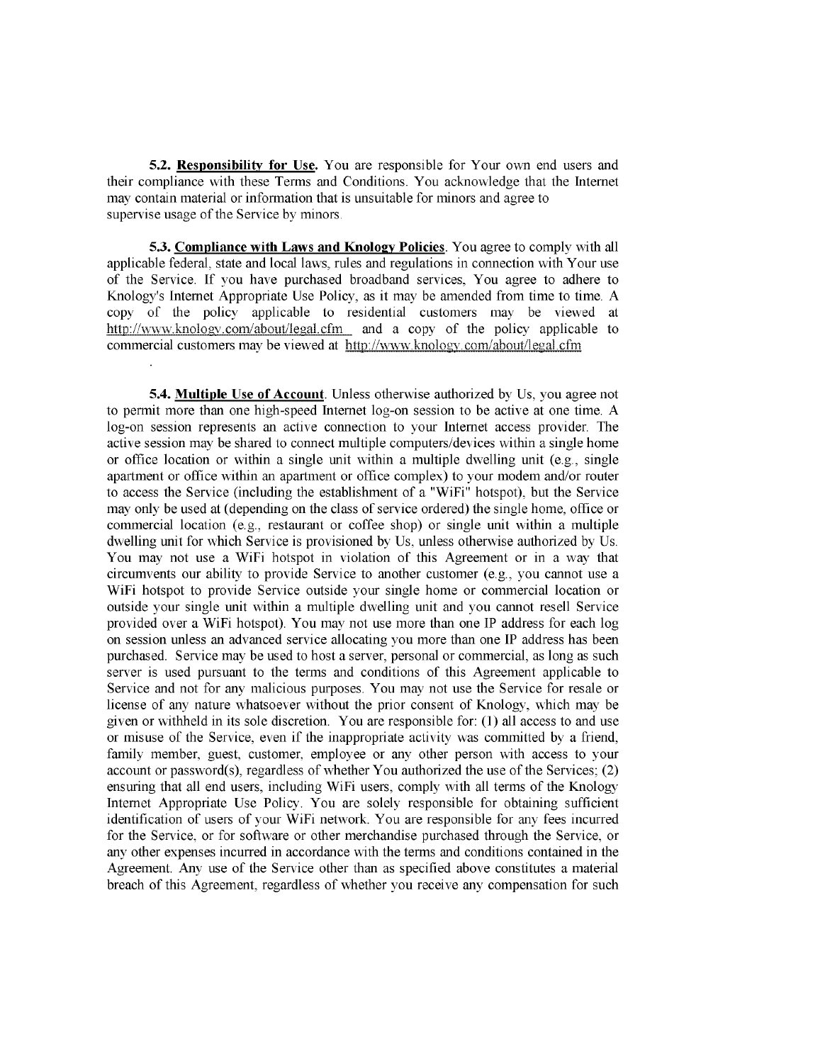**5.2. Responsibility for Use.** You are responsible for Your own end users and their compliance with these Terms and Conditions. You acknowledge that the Internet may contain material or information that is unsuitable for minors and agree to supervise usage of the Service by minors.

**5.3. Compliance with Laws and Knology Policies**. You agree to comply with all applicable federal, state and local laws, rules and regulations in connection with Your use of the Service. If you have purchased broadband services, You agree to adhere to Knology's Internet Appropriate Use Policy, as it may be amended from time to time. A copy of the policy applicable to residential customers may be viewed at http://www.knology.com/about/legal.cfm and a copy of the policy applicable to commercial customers may be viewed at http://www.knology.com/about/legal.cfm

.

**5.4. Multiple Use of Account**. Unless otherwise authorized by Us, you agree not to permit more than one high-speed Internet log-on session to be active at one time. A log-on session represents an active connection to your Internet access provider. The active session may be shared to connect multiple computers/devices within a single home or office location or within a single unit within a multiple dwelling unit (e.g., single apartment or office within an apartment or office complex) to your modem and/or router to access the Service (including the establishment of a "WiFi" hotspot), but the Service may only be used at (depending on the class of service ordered) the single home, office or commercial location (e.g., restaurant or coffee shop) or single unit within a multiple dwelling unit for which Service is provisioned by Us, unless otherwise authorized by Us. You may not use a WiFi hotspot in violation of this Agreement or in a way that circumvents our ability to provide Service to another customer (e.g., you cannot use a WiFi hotspot to provide Service outside your single home or commercial location or outside your single unit within a multiple dwelling unit and you cannot resell Service provided over a WiFi hotspot). You may not use more than one IP address for each log on session unless an advanced service allocating you more than one IP address has been purchased. Service may be used to host a server, personal or commercial, as long as such server is used pursuant to the terms and conditions of this Agreement applicable to Service and not for any malicious purposes. You may not use the Service for resale or license of any nature whatsoever without the prior consent of Knology, which may be given or withheld in its sole discretion. You are responsible for: (1) all access to and use or misuse of the Service, even if the inappropriate activity was committed by a friend, family member, guest, customer, employee or any other person with access to your account or password(s), regardless of whether You authorized the use of the Services; (2) ensuring that all end users, including WiFi users, comply with all terms of the Knology Internet Appropriate Use Policy. You are solely responsible for obtaining sufficient identification of users of your WiFi network. You are responsible for any fees incurred for the Service, or for software or other merchandise purchased through the Service, or any other expenses incurred in accordance with the terms and conditions contained in the Agreement. Any use of the Service other than as specified above constitutes a material breach of this Agreement, regardless of whether you receive any compensation for such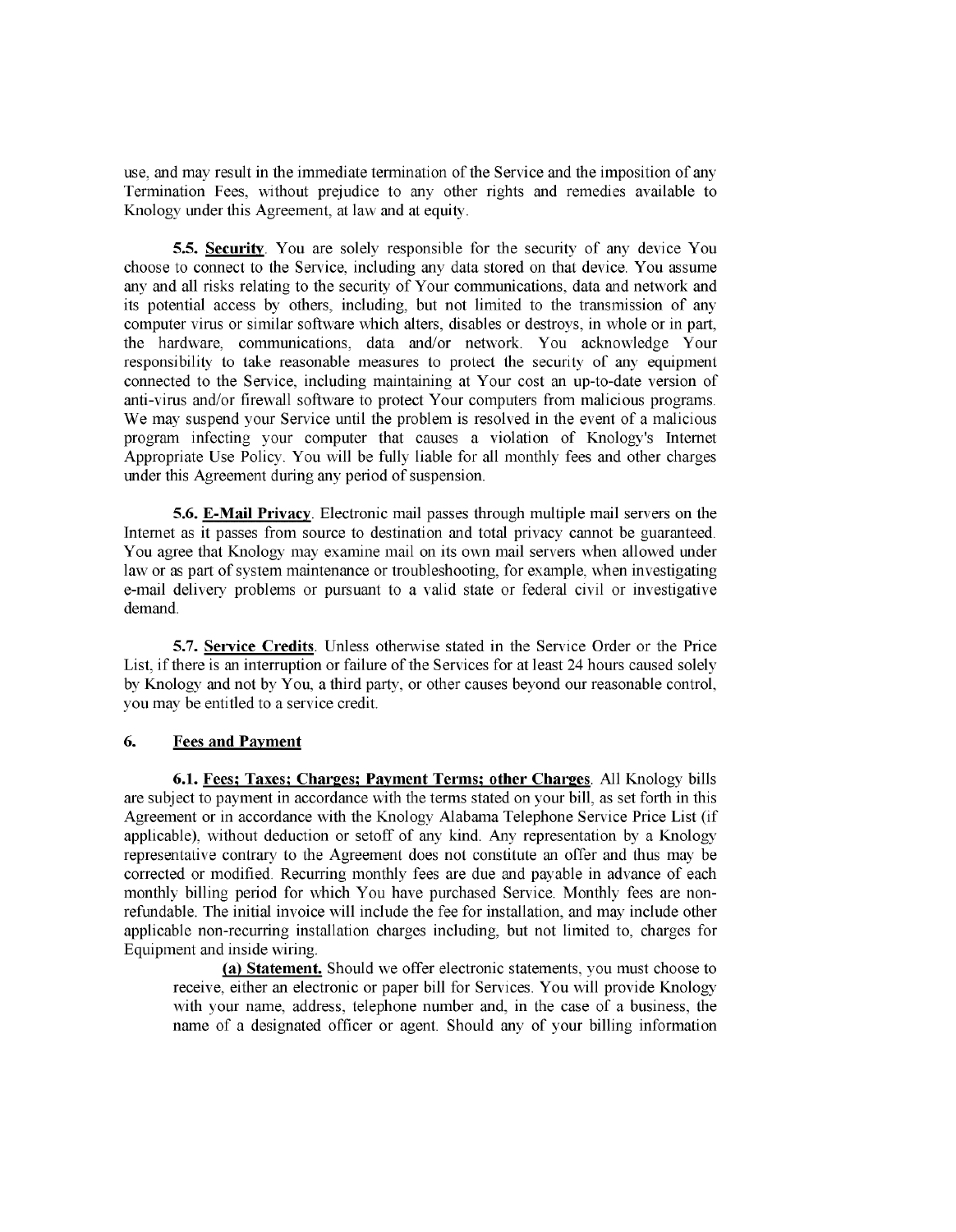use, and may result in the immediate termination of the Service and the imposition of any Termination Fees, without prejudice to any other rights and remedies available to Knology under this Agreement, at law and at equity.

**5.5. Security**. You are solely responsible for the security of any device You choose to connect to the Service, including any data stored on that device. You assume any and all risks relating to the security of Your communications, data and network and its potential access by others, including, but not limited to the transmission of any computer virus or similar software which alters, disables or destroys, in whole or in part, the hardware, communications, data and/or network. You acknowledge Your responsibility to take reasonable measures to protect the security of any equipment connected to the Service, including maintaining at Your cost an up-to-date version of anti-virus and/or firewall software to protect Your computers from malicious programs. We may suspend your Service until the problem is resolved in the event of a malicious program infecting your computer that causes a violation of Knology's Internet Appropriate Use Policy. You will be fully liable for all monthly fees and other charges under this Agreement during any period of suspension.

**5.6. E-Mail Privacy**. Electronic mail passes through multiple mail servers on the Internet as it passes from source to destination and total privacy cannot be guaranteed. You agree that Knology may examine mail on its own mail servers when allowed under law or as part of system maintenance or troubleshooting, for example, when investigating e-mail delivery problems or pursuant to a valid state or federal civil or investigative demand.

**5.7. Service Credits**. Unless otherwise stated in the Service Order or the Price List, if there is an interruption or failure of the Services for at least 24 hours caused solely by Knology and not by You, a third party, or other causes beyond our reasonable control, you may be entitled to a service credit.

## 6. Fees and Payment

**6.1. Fees; Taxes; Charges; Payment Terms; other Charges**. All Knology bills are subject to payment in accordance with the terms stated on your bill, as set forth in this Agreement or in accordance with the Knology Alabama Telephone Service Price List (if applicable), without deduction or setoff of any kind. Any representation by a Knology representative contrary to the Agreement does not constitute an offer and thus may be corrected or modified. Recurring monthly fees are due and payable in advance of each monthly billing period for which You have purchased Service. Monthly fees are non-refundable. The initial invoice will include the fee for installation, and may include other applicable non-recurring installation charges including, but not limited to, charges for Equipment and inside wiring.

**(a) Statement.** Should we offer electronic statements, you must choose to receive, either an electronic or paper bill for Services. You will provide Knology with your name, address, telephone number and, in the case of a business, the name of a designated officer or agent. Should any of your billing information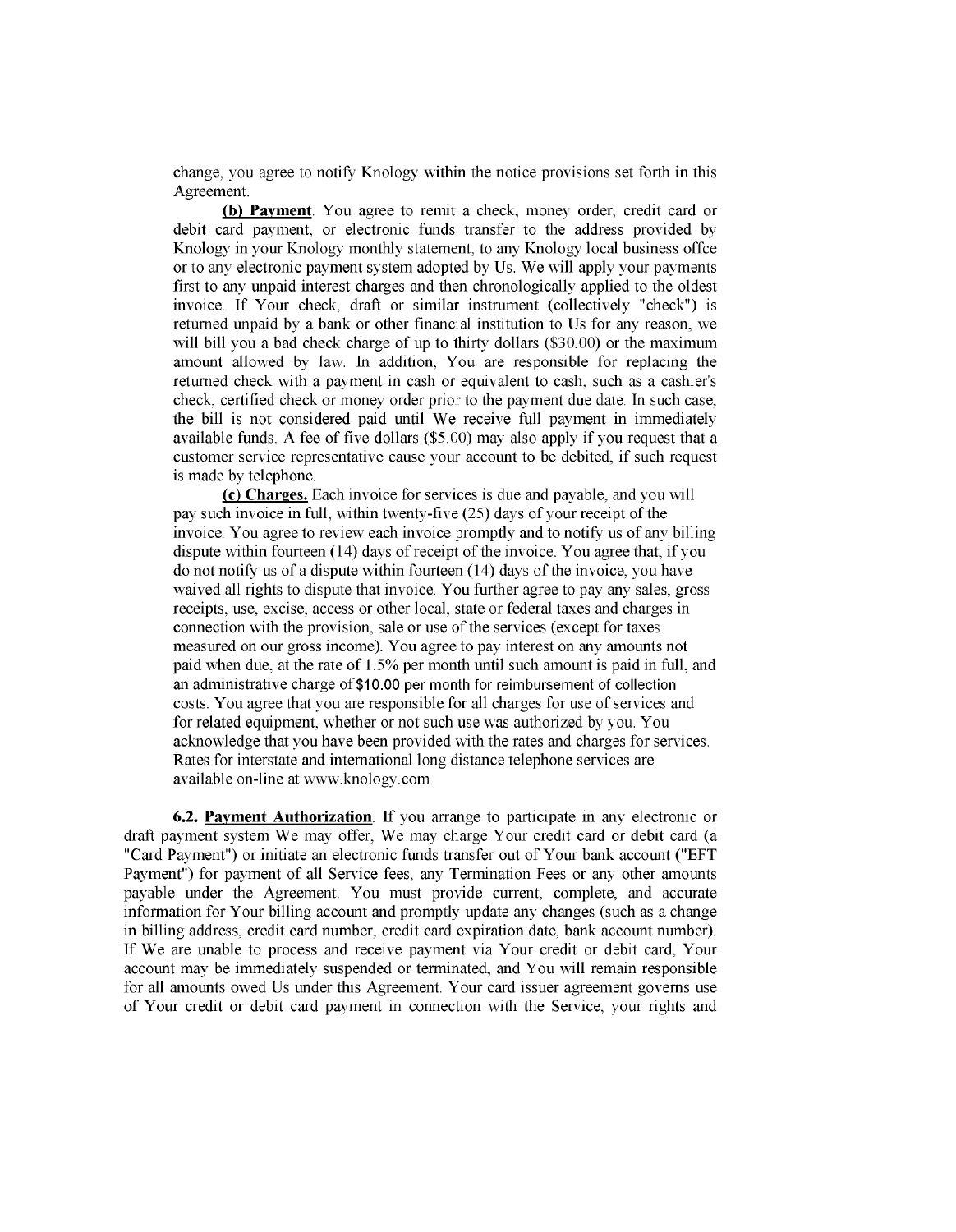change, you agree to notify Knology within the notice provisions set forth in this Agreement.

**(b) Payment**. You agree to remit a check, money order, credit card or debit card payment, or electronic funds transfer to the address provided by Knology in your Knology monthly statement, to any Knology local business offce or to any electronic payment system adopted by Us. We will apply your payments first to any unpaid interest charges and then chronologically applied to the oldest invoice. If Your check, draft or similar instrument (collectively "check") is returned unpaid by a bank or other financial institution to Us for any reason, we will bill you a bad check charge of up to thirty dollars ($30.00) or the maximum amount allowed by law. In addition, You are responsible for replacing the returned check with a payment in cash or equivalent to cash, such as a cashier's check, certified check or money order prior to the payment due date. In such case, the bill is not considered paid until We receive full payment in immediately available funds. A fee of five dollars ($5.00) may also apply if you request that a customer service representative cause your account to be debited, if such request is made by telephone.

**(c) Charges.** Each invoice for services is due and payable, and you will pay such invoice in full, within twenty-five (25) days of your receipt of the invoice. You agree to review each invoice promptly and to notify us of any billing dispute within fourteen (14) days of receipt of the invoice. You agree that, if you do not notify us of a dispute within fourteen (14) days of the invoice, you have waived all rights to dispute that invoice. You further agree to pay any sales, gross receipts, use, excise, access or other local, state or federal taxes and charges in connection with the provision, sale or use of the services (except for taxes measured on our gross income). You agree to pay interest on any amounts not paid when due, at the rate of 1.5% per month until such amount is paid in full, and an administrative charge of $10.00 per month for reimbursement of collection costs. You agree that you are responsible for all charges for use of services and for related equipment, whether or not such use was authorized by you. You acknowledge that you have been provided with the rates and charges for services. Rates for interstate and international long distance telephone services are available on-line at www.knology.com

**6.2. Payment Authorization**. If you arrange to participate in any electronic or draft payment system We may offer, We may charge Your credit card or debit card (a "Card Payment") or initiate an electronic funds transfer out of Your bank account ("EFT Payment") for payment of all Service fees, any Termination Fees or any other amounts payable under the Agreement. You must provide current, complete, and accurate information for Your billing account and promptly update any changes (such as a change in billing address, credit card number, credit card expiration date, bank account number). If We are unable to process and receive payment via Your credit or debit card, Your account may be immediately suspended or terminated, and You will remain responsible for all amounts owed Us under this Agreement. Your card issuer agreement governs use of Your credit or debit card payment in connection with the Service, your rights and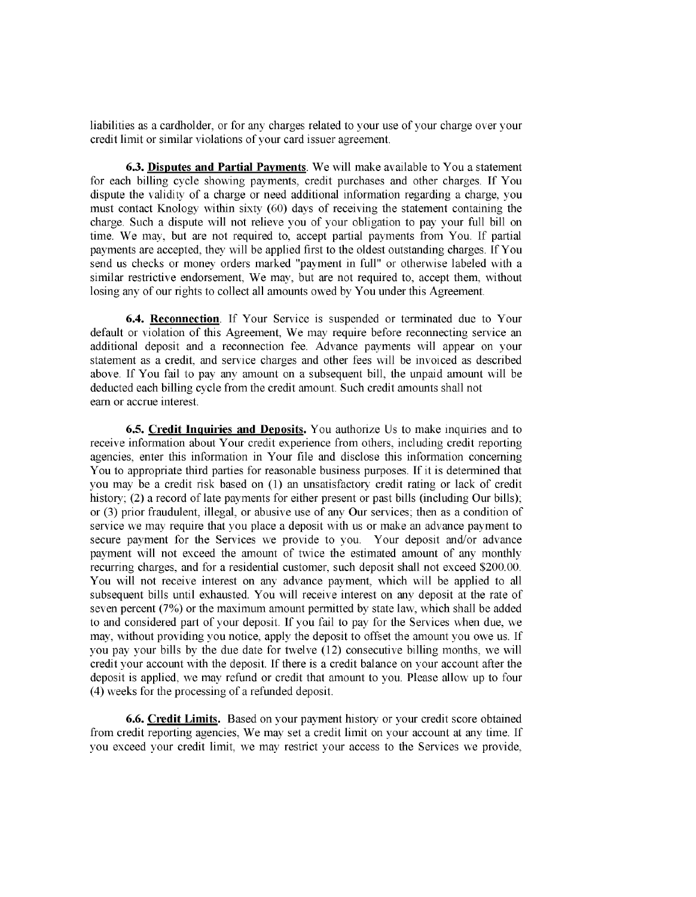liabilities as a cardholder, or for any charges related to your use of your charge over your credit limit or similar violations of your card issuer agreement.

**6.3. <u>Disputes and Partial Payments</u>.** We will make available to You a statement for each billing cycle showing payments, credit purchases and other charges. If You dispute the validity of a charge or need additional information regarding a charge, you must contact Knology within sixty (60) days of receiving the statement containing the charge. Such a dispute will not relieve you of your obligation to pay your full bill on time. We may, but are not required to, accept partial payments from You. If partial payments are accepted, they will be applied first to the oldest outstanding charges. If You send us checks or money orders marked "payment in full" or otherwise labeled with a similar restrictive endorsement, We may, but are not required to, accept them, without losing any of our rights to collect all amounts owed by You under this Agreement.

**6.4. <u>Reconnection</u>.** If Your Service is suspended or terminated due to Your default or violation of this Agreement, We may require before reconnecting service an additional deposit and a reconnection fee. Advance payments will appear on your statement as a credit, and service charges and other fees will be invoiced as described above. If You fail to pay any amount on a subsequent bill, the unpaid amount will be deducted each billing cycle from the credit amount. Such credit amounts shall not earn or accrue interest.

**6.5. <u>Credit Inquiries and Deposits</u>.** You authorize Us to make inquiries and to receive information about Your credit experience from others, including credit reporting agencies, enter this information in Your file and disclose this information concerning You to appropriate third parties for reasonable business purposes. If it is determined that you may be a credit risk based on (1) an unsatisfactory credit rating or lack of credit history; (2) a record of late payments for either present or past bills (including Our bills); or (3) prior fraudulent, illegal, or abusive use of any Our services; then as a condition of service we may require that you place a deposit with us or make an advance payment to secure payment for the Services we provide to you. Your deposit and/or advance payment will not exceed the amount of twice the estimated amount of any monthly recurring charges, and for a residential customer, such deposit shall not exceed $200.00. You will not receive interest on any advance payment, which will be applied to all subsequent bills until exhausted. You will receive interest on any deposit at the rate of seven percent (7%) or the maximum amount permitted by state law, which shall be added to and considered part of your deposit. If you fail to pay for the Services when due, we may, without providing you notice, apply the deposit to offset the amount you owe us. If you pay your bills by the due date for twelve (12) consecutive billing months, we will credit your account with the deposit. If there is a credit balance on your account after the deposit is applied, we may refund or credit that amount to you. Please allow up to four (4) weeks for the processing of a refunded deposit.

**6.6. <u>Credit Limits</u>.** Based on your payment history or your credit score obtained from credit reporting agencies, We may set a credit limit on your account at any time. If you exceed your credit limit, we may restrict your access to the Services we provide,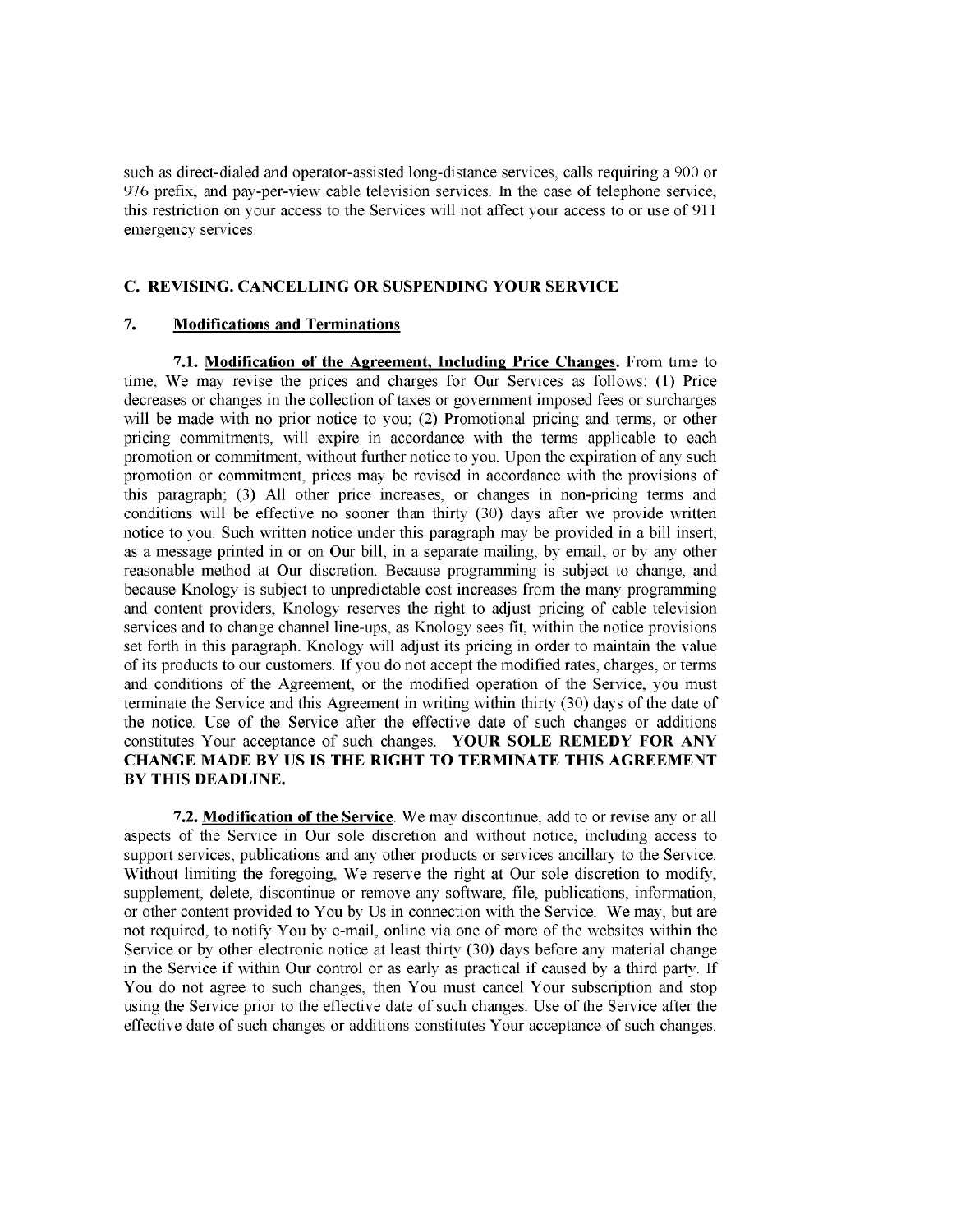such as direct-dialed and operator-assisted long-distance services, calls requiring a 900 or 976 prefix, and pay-per-view cable television services. In the case of telephone service, this restriction on your access to the Services will not affect your access to or use of 911 emergency services.

## C. REVISING. CANCELLING OR SUSPENDING YOUR SERVICE

### 7. Modifications and Terminations

**7.1. Modification of the Agreement, Including Price Changes.** From time to time, We may revise the prices and charges for Our Services as follows: (1) Price decreases or changes in the collection of taxes or government imposed fees or surcharges will be made with no prior notice to you; (2) Promotional pricing and terms, or other pricing commitments, will expire in accordance with the terms applicable to each promotion or commitment, without further notice to you. Upon the expiration of any such promotion or commitment, prices may be revised in accordance with the provisions of this paragraph; (3) All other price increases, or changes in non-pricing terms and conditions will be effective no sooner than thirty (30) days after we provide written notice to you. Such written notice under this paragraph may be provided in a bill insert, as a message printed in or on Our bill, in a separate mailing, by email, or by any other reasonable method at Our discretion. Because programming is subject to change, and because Knology is subject to unpredictable cost increases from the many programming and content providers, Knology reserves the right to adjust pricing of cable television services and to change channel line-ups, as Knology sees fit, within the notice provisions set forth in this paragraph. Knology will adjust its pricing in order to maintain the value of its products to our customers. If you do not accept the modified rates, charges, or terms and conditions of the Agreement, or the modified operation of the Service, you must terminate the Service and this Agreement in writing within thirty (30) days of the date of the notice. Use of the Service after the effective date of such changes or additions constitutes Your acceptance of such changes. **YOUR SOLE REMEDY FOR ANY CHANGE MADE BY US IS THE RIGHT TO TERMINATE THIS AGREEMENT BY THIS DEADLINE.**

**7.2. Modification of the Service**. We may discontinue, add to or revise any or all aspects of the Service in Our sole discretion and without notice, including access to support services, publications and any other products or services ancillary to the Service. Without limiting the foregoing, We reserve the right at Our sole discretion to modify, supplement, delete, discontinue or remove any software, file, publications, information, or other content provided to You by Us in connection with the Service. We may, but are not required, to notify You by e-mail, online via one of more of the websites within the Service or by other electronic notice at least thirty (30) days before any material change in the Service if within Our control or as early as practical if caused by a third party. If You do not agree to such changes, then You must cancel Your subscription and stop using the Service prior to the effective date of such changes. Use of the Service after the effective date of such changes or additions constitutes Your acceptance of such changes.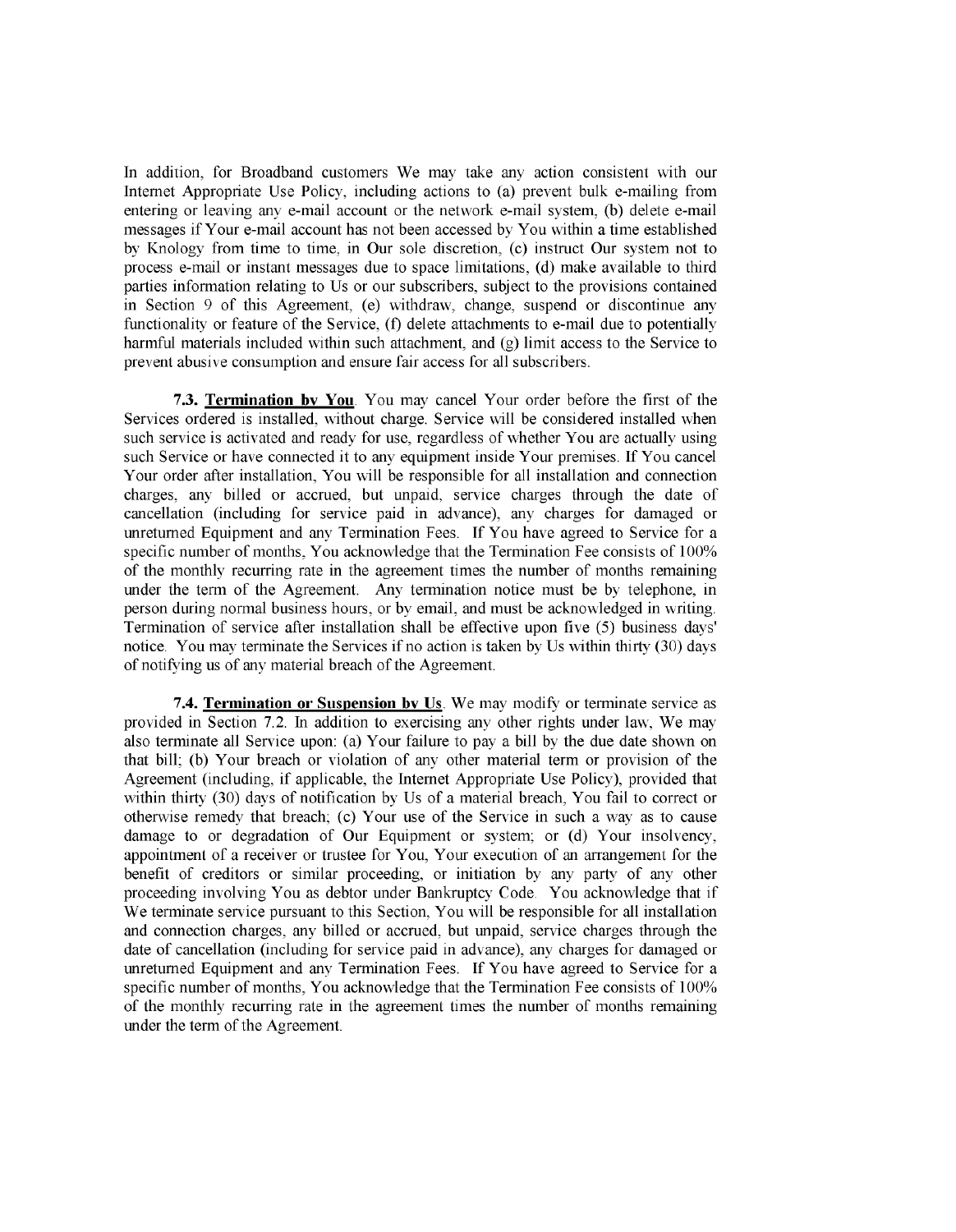In addition, for Broadband customers We may take any action consistent with our Internet Appropriate Use Policy, including actions to (a) prevent bulk e-mailing from entering or leaving any e-mail account or the network e-mail system, (b) delete e-mail messages if Your e-mail account has not been accessed by You within a time established by Knology from time to time, in Our sole discretion, (c) instruct Our system not to process e-mail or instant messages due to space limitations, (d) make available to third parties information relating to Us or our subscribers, subject to the provisions contained in Section 9 of this Agreement, (e) withdraw, change, suspend or discontinue any functionality or feature of the Service, (f) delete attachments to e-mail due to potentially harmful materials included within such attachment, and (g) limit access to the Service to prevent abusive consumption and ensure fair access for all subscribers.

**7.3. Termination by You**. You may cancel Your order before the first of the Services ordered is installed, without charge. Service will be considered installed when such service is activated and ready for use, regardless of whether You are actually using such Service or have connected it to any equipment inside Your premises. If You cancel Your order after installation, You will be responsible for all installation and connection charges, any billed or accrued, but unpaid, service charges through the date of cancellation (including for service paid in advance), any charges for damaged or unreturned Equipment and any Termination Fees. If You have agreed to Service for a specific number of months, You acknowledge that the Termination Fee consists of 100% of the monthly recurring rate in the agreement times the number of months remaining under the term of the Agreement. Any termination notice must be by telephone, in person during normal business hours, or by email, and must be acknowledged in writing. Termination of service after installation shall be effective upon five (5) business days' notice. You may terminate the Services if no action is taken by Us within thirty (30) days of notifying us of any material breach of the Agreement.

**7.4. Termination or Suspension by Us**. We may modify or terminate service as provided in Section 7.2. In addition to exercising any other rights under law, We may also terminate all Service upon: (a) Your failure to pay a bill by the due date shown on that bill; (b) Your breach or violation of any other material term or provision of the Agreement (including, if applicable, the Internet Appropriate Use Policy), provided that within thirty (30) days of notification by Us of a material breach, You fail to correct or otherwise remedy that breach; (c) Your use of the Service in such a way as to cause damage to or degradation of Our Equipment or system; or (d) Your insolvency, appointment of a receiver or trustee for You, Your execution of an arrangement for the benefit of creditors or similar proceeding, or initiation by any party of any other proceeding involving You as debtor under Bankruptcy Code. You acknowledge that if We terminate service pursuant to this Section, You will be responsible for all installation and connection charges, any billed or accrued, but unpaid, service charges through the date of cancellation (including for service paid in advance), any charges for damaged or unreturned Equipment and any Termination Fees. If You have agreed to Service for a specific number of months, You acknowledge that the Termination Fee consists of 100% of the monthly recurring rate in the agreement times the number of months remaining under the term of the Agreement.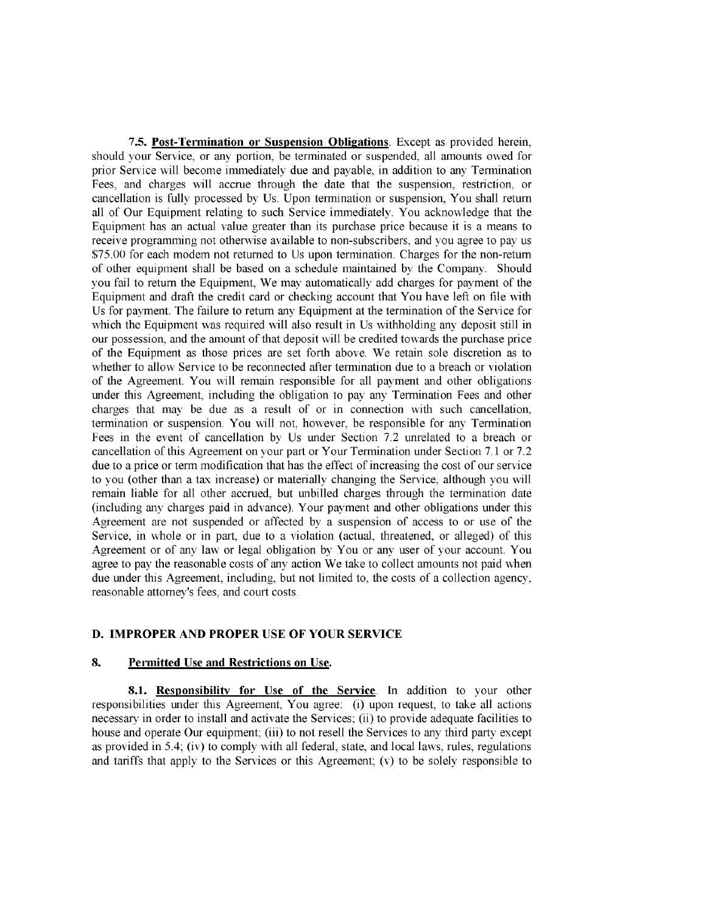**7.5. <u>Post-Termination or Suspension Obligations</u>**. Except as provided herein, should your Service, or any portion, be terminated or suspended, all amounts owed for prior Service will become immediately due and payable, in addition to any Termination Fees, and charges will accrue through the date that the suspension, restriction, or cancellation is fully processed by Us. Upon termination or suspension, You shall return all of Our Equipment relating to such Service immediately. You acknowledge that the Equipment has an actual value greater than its purchase price because it is a means to receive programming not otherwise available to non-subscribers, and you agree to pay us $75.00 for each modem not returned to Us upon termination. Charges for the non-return of other equipment shall be based on a schedule maintained by the Company. Should you fail to return the Equipment, We may automatically add charges for payment of the Equipment and draft the credit card or checking account that You have left on file with Us for payment. The failure to return any Equipment at the termination of the Service for which the Equipment was required will also result in Us withholding any deposit still in our possession, and the amount of that deposit will be credited towards the purchase price of the Equipment as those prices are set forth above. We retain sole discretion as to whether to allow Service to be reconnected after termination due to a breach or violation of the Agreement. You will remain responsible for all payment and other obligations under this Agreement, including the obligation to pay any Termination Fees and other charges that may be due as a result of or in connection with such cancellation, termination or suspension. You will not, however, be responsible for any Termination Fees in the event of cancellation by Us under Section 7.2 unrelated to a breach or cancellation of this Agreement on your part or Your Termination under Section 7.1 or 7.2 due to a price or term modification that has the effect of increasing the cost of our service to you (other than a tax increase) or materially changing the Service, although you will remain liable for all other accrued, but unbilled charges through the termination date (including any charges paid in advance). Your payment and other obligations under this Agreement are not suspended or affected by a suspension of access to or use of the Service, in whole or in part, due to a violation (actual, threatened, or alleged) of this Agreement or of any law or legal obligation by You or any user of your account. You agree to pay the reasonable costs of any action We take to collect amounts not paid when due under this Agreement, including, but not limited to, the costs of a collection agency, reasonable attorney's fees, and court costs.

## D. IMPROPER AND PROPER USE OF YOUR SERVICE

### 8. <u>Permitted Use and Restrictions on Use.</u>

**8.1. <u>Responsibility for Use of the Service</u>**. In addition to your other responsibilities under this Agreement, You agree: (i) upon request, to take all actions necessary in order to install and activate the Services; (ii) to provide adequate facilities to house and operate Our equipment; (iii) to not resell the Services to any third party except as provided in 5.4; (iv) to comply with all federal, state, and local laws, rules, regulations and tariffs that apply to the Services or this Agreement; (v) to be solely responsible to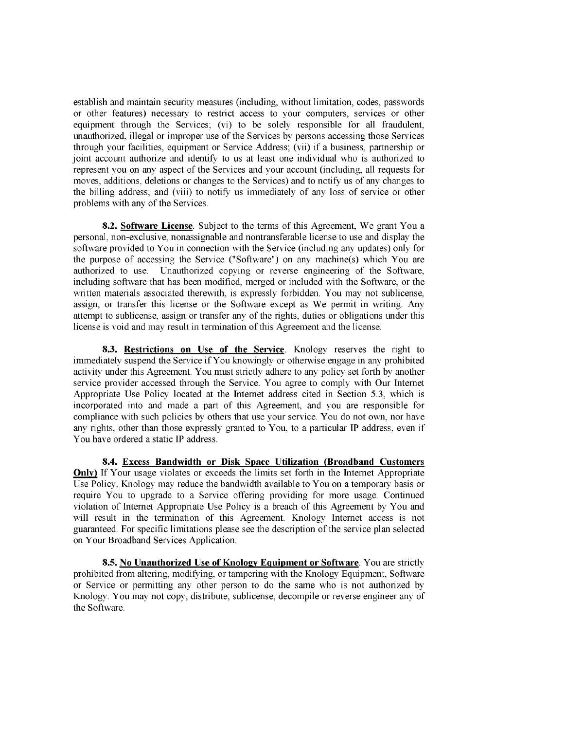establish and maintain security measures (including, without limitation, codes, passwords or other features) necessary to restrict access to your computers, services or other equipment through the Services; (vi) to be solely responsible for all fraudulent, unauthorized, illegal or improper use of the Services by persons accessing those Services through your facilities, equipment or Service Address; (vii) if a business, partnership or joint account authorize and identify to us at least one individual who is authorized to represent you on any aspect of the Services and your account (including, all requests for moves, additions, deletions or changes to the Services) and to notify us of any changes to the billing address; and (viii) to notify us immediately of any loss of service or other problems with any of the Services.

**8.2. Software License**. Subject to the terms of this Agreement, We grant You a personal, non-exclusive, nonassignable and nontransferable license to use and display the software provided to You in connection with the Service (including any updates) only for the purpose of accessing the Service ("Software") on any machine(s) which You are authorized to use. Unauthorized copying or reverse engineering of the Software, including software that has been modified, merged or included with the Software, or the written materials associated therewith, is expressly forbidden. You may not sublicense, assign, or transfer this license or the Software except as We permit in writing. Any attempt to sublicense, assign or transfer any of the rights, duties or obligations under this license is void and may result in termination of this Agreement and the license.

**8.3. Restrictions on Use of the Service**. Knology reserves the right to immediately suspend the Service if You knowingly or otherwise engage in any prohibited activity under this Agreement. You must strictly adhere to any policy set forth by another service provider accessed through the Service. You agree to comply with Our Internet Appropriate Use Policy located at the Internet address cited in Section 5.3, which is incorporated into and made a part of this Agreement, and you are responsible for compliance with such policies by others that use your service. You do not own, nor have any rights, other than those expressly granted to You, to a particular IP address, even if You have ordered a static IP address.

**8.4. Excess Bandwidth or Disk Space Utilization (Broadband Customers Only)** If Your usage violates or exceeds the limits set forth in the Internet Appropriate Use Policy, Knology may reduce the bandwidth available to You on a temporary basis or require You to upgrade to a Service offering providing for more usage. Continued violation of Internet Appropriate Use Policy is a breach of this Agreement by You and will result in the termination of this Agreement. Knology Internet access is not guaranteed. For specific limitations please see the description of the service plan selected on Your Broadband Services Application.

**8.5. No Unauthorized Use of Knology Equipment or Software**. You are strictly prohibited from altering, modifying, or tampering with the Knology Equipment, Software or Service or permitting any other person to do the same who is not authorized by Knology. You may not copy, distribute, sublicense, decompile or reverse engineer any of the Software.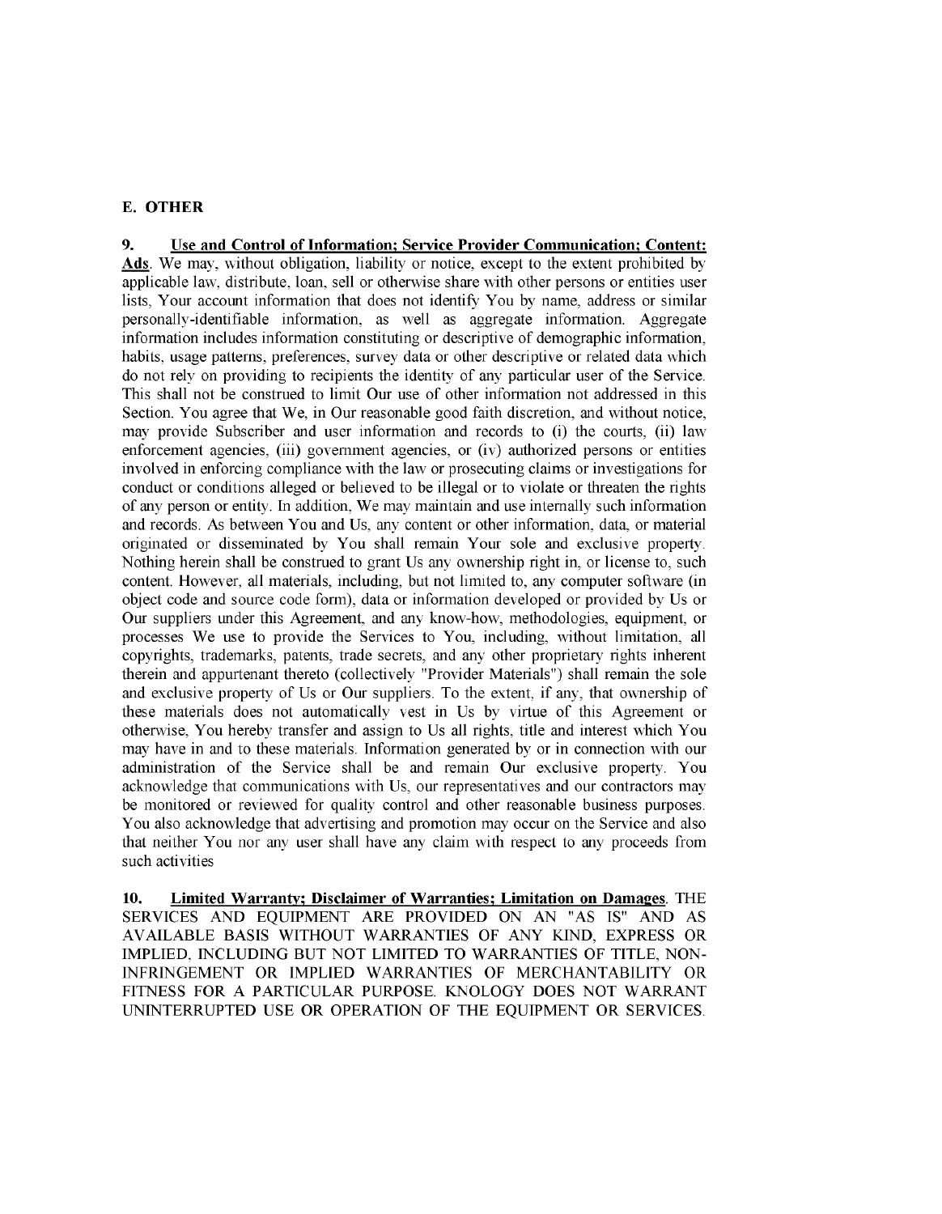## E. OTHER

**9. <u>Use and Control of Information; Service Provider Communication; Content; Ads</u>**. We may, without obligation, liability or notice, except to the extent prohibited by applicable law, distribute, loan, sell or otherwise share with other persons or entities user lists, Your account information that does not identify You by name, address or similar personally-identifiable information, as well as aggregate information. Aggregate information includes information constituting or descriptive of demographic information, habits, usage patterns, preferences, survey data or other descriptive or related data which do not rely on providing to recipients the identity of any particular user of the Service. This shall not be construed to limit Our use of other information not addressed in this Section. You agree that We, in Our reasonable good faith discretion, and without notice, may provide Subscriber and user information and records to (i) the courts, (ii) law enforcement agencies, (iii) government agencies, or (iv) authorized persons or entities involved in enforcing compliance with the law or prosecuting claims or investigations for conduct or conditions alleged or believed to be illegal or to violate or threaten the rights of any person or entity. In addition, We may maintain and use internally such information and records. As between You and Us, any content or other information, data, or material originated or disseminated by You shall remain Your sole and exclusive property. Nothing herein shall be construed to grant Us any ownership right in, or license to, such content. However, all materials, including, but not limited to, any computer software (in object code and source code form), data or information developed or provided by Us or Our suppliers under this Agreement, and any know-how, methodologies, equipment, or processes We use to provide the Services to You, including, without limitation, all copyrights, trademarks, patents, trade secrets, and any other proprietary rights inherent therein and appurtenant thereto (collectively "Provider Materials") shall remain the sole and exclusive property of Us or Our suppliers. To the extent, if any, that ownership of these materials does not automatically vest in Us by virtue of this Agreement or otherwise, You hereby transfer and assign to Us all rights, title and interest which You may have in and to these materials. Information generated by or in connection with our administration of the Service shall be and remain Our exclusive property. You acknowledge that communications with Us, our representatives and our contractors may be monitored or reviewed for quality control and other reasonable business purposes. You also acknowledge that advertising and promotion may occur on the Service and also that neither You nor any user shall have any claim with respect to any proceeds from such activities

**10. <u>Limited Warranty; Disclaimer of Warranties; Limitation on Damages</u>**. THE SERVICES AND EQUIPMENT ARE PROVIDED ON AN "AS IS" AND AS AVAILABLE BASIS WITHOUT WARRANTIES OF ANY KIND, EXPRESS OR IMPLIED, INCLUDING BUT NOT LIMITED TO WARRANTIES OF TITLE, NON-INFRINGEMENT OR IMPLIED WARRANTIES OF MERCHANTABILITY OR FITNESS FOR A PARTICULAR PURPOSE. KNOLOGY DOES NOT WARRANT UNINTERRUPTED USE OR OPERATION OF THE EQUIPMENT OR SERVICES.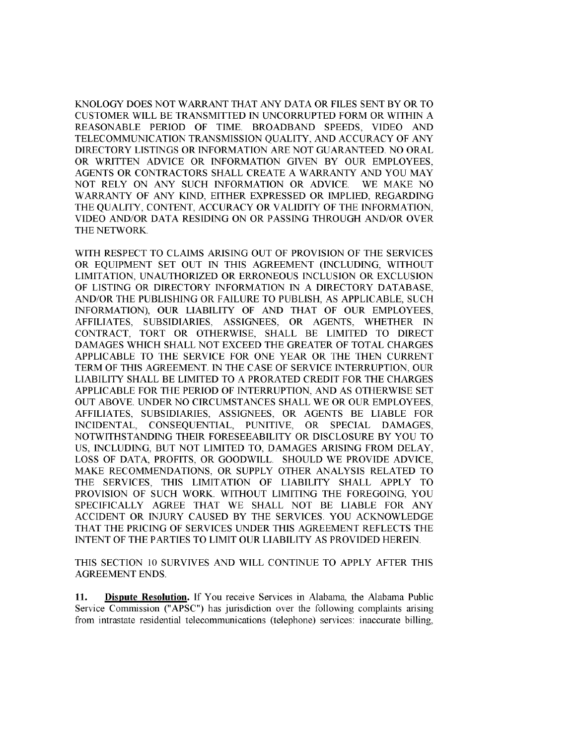KNOLOGY DOES NOT WARRANT THAT ANY DATA OR FILES SENT BY OR TO CUSTOMER WILL BE TRANSMITTED IN UNCORRUPTED FORM OR WITHIN A REASONABLE PERIOD OF TIME. BROADBAND SPEEDS, VIDEO AND TELECOMMUNICATION TRANSMISSION QUALITY, AND ACCURACY OF ANY DIRECTORY LISTINGS OR INFORMATION ARE NOT GUARANTEED. NO ORAL OR WRITTEN ADVICE OR INFORMATION GIVEN BY OUR EMPLOYEES, AGENTS OR CONTRACTORS SHALL CREATE A WARRANTY AND YOU MAY NOT RELY ON ANY SUCH INFORMATION OR ADVICE. WE MAKE NO WARRANTY OF ANY KIND, EITHER EXPRESSED OR IMPLIED, REGARDING THE QUALITY, CONTENT, ACCURACY OR VALIDITY OF THE INFORMATION, VIDEO AND/OR DATA RESIDING ON OR PASSING THROUGH AND/OR OVER THE NETWORK.

WITH RESPECT TO CLAIMS ARISING OUT OF PROVISION OF THE SERVICES OR EQUIPMENT SET OUT IN THIS AGREEMENT (INCLUDING, WITHOUT LIMITATION, UNAUTHORIZED OR ERRONEOUS INCLUSION OR EXCLUSION OF LISTING OR DIRECTORY INFORMATION IN A DIRECTORY DATABASE, AND/OR THE PUBLISHING OR FAILURE TO PUBLISH, AS APPLICABLE, SUCH INFORMATION), OUR LIABILITY OF AND THAT OF OUR EMPLOYEES, AFFILIATES, SUBSIDIARIES, ASSIGNEES, OR AGENTS, WHETHER IN CONTRACT, TORT OR OTHERWISE, SHALL BE LIMITED TO DIRECT DAMAGES WHICH SHALL NOT EXCEED THE GREATER OF TOTAL CHARGES APPLICABLE TO THE SERVICE FOR ONE YEAR OR THE THEN CURRENT TERM OF THIS AGREEMENT. IN THE CASE OF SERVICE INTERRUPTION, OUR LIABILITY SHALL BE LIMITED TO A PRORATED CREDIT FOR THE CHARGES APPLICABLE FOR THE PERIOD OF INTERRUPTION, AND AS OTHERWISE SET OUT ABOVE. UNDER NO CIRCUMSTANCES SHALL WE OR OUR EMPLOYEES, AFFILIATES, SUBSIDIARIES, ASSIGNEES, OR AGENTS BE LIABLE FOR INCIDENTAL, CONSEQUENTIAL, PUNITIVE, OR SPECIAL DAMAGES, NOTWITHSTANDING THEIR FORESEEABILITY OR DISCLOSURE BY YOU TO US, INCLUDING, BUT NOT LIMITED TO, DAMAGES ARISING FROM DELAY, LOSS OF DATA, PROFITS, OR GOODWILL. SHOULD WE PROVIDE ADVICE, MAKE RECOMMENDATIONS, OR SUPPLY OTHER ANALYSIS RELATED TO THE SERVICES, THIS LIMITATION OF LIABILITY SHALL APPLY TO PROVISION OF SUCH WORK. WITHOUT LIMITING THE FOREGOING, YOU SPECIFICALLY AGREE THAT WE SHALL NOT BE LIABLE FOR ANY ACCIDENT OR INJURY CAUSED BY THE SERVICES. YOU ACKNOWLEDGE THAT THE PRICING OF SERVICES UNDER THIS AGREEMENT REFLECTS THE INTENT OF THE PARTIES TO LIMIT OUR LIABILITY AS PROVIDED HEREIN.

THIS SECTION 10 SURVIVES AND WILL CONTINUE TO APPLY AFTER THIS AGREEMENT ENDS.

**11. Dispute Resolution.** If You receive Services in Alabama, the Alabama Public Service Commission ("APSC") has jurisdiction over the following complaints arising from intrastate residential telecommunications (telephone) services: inaccurate billing,